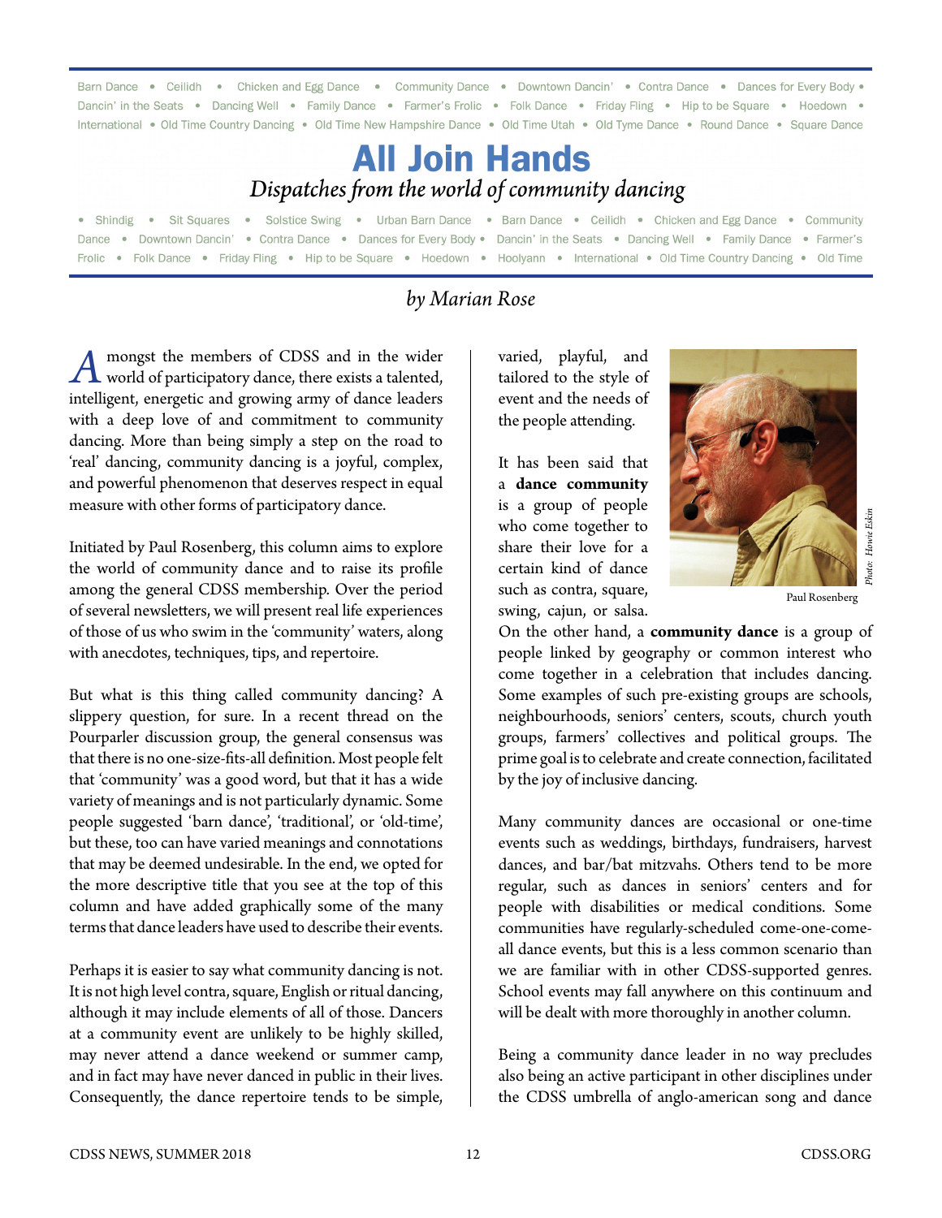Barn Dance • Ceilidh • Chicken and Egg Dance • Community Dance • Downtown Dancin' • Contra Dance • Dances for Every Body • Dancin' in the Seats • Dancing Well • Family Dance • Farmer's Frolic • Folk Dance • Friday Fling • Hip to be Square • Hoedown • International • Old Time Country Dancing • Old Time New Hampshire Dance • Old Time Utah • Old Tyme Dance • Round Dance • Square Dance

# All Join Hands

## *Dispatches from the world of community dancing*

• Shindig • Sit Squares • Solstice Swing • Urban Barn Dance • Barn Dance • Ceilidh • Chicken and Egg Dance • Community Dance • Downtown Dancin' • Contra Dance • Dances for Every Body • Dancin' in the Seats • Dancing Well • Family Dance • Farmer's Frolic • Folk Dance • Friday Fling • Hip to be Square • Hoedown • Hoolyann • International • Old Time Country Dancing • Old Time

*by Marian Rose*

Amongst the members of CDSS and in the wider world of participatory dance, there exists a talented, intelligent, energetic and growing army of dance leaders with a deep love of and commitment to community dancing. More than being simply a step on the road to 'real' dancing, community dancing is a joyful, complex, and powerful phenomenon that deserves respect in equal measure with other forms of participatory dance.

Initiated by Paul Rosenberg, this column aims to explore the world of community dance and to raise its profile among the general CDSS membership. Over the period of several newsletters, we will present real life experiences of those of us who swim in the 'community' waters, along with anecdotes, techniques, tips, and repertoire.

But what is this thing called community dancing? A slippery question, for sure. In a recent thread on the Pourparler discussion group, the general consensus was that there is no one-size-fits-all definition. Most people felt that 'community' was a good word, but that it has a wide variety of meanings and is not particularly dynamic. Some people suggested 'barn dance', 'traditional', or 'old-time', but these, too can have varied meanings and connotations that may be deemed undesirable. In the end, we opted for the more descriptive title that you see at the top of this column and have added graphically some of the many terms that dance leaders have used to describe their events.

Perhaps it is easier to say what community dancing is not. It is not high level contra, square, English or ritual dancing, although it may include elements of all of those. Dancers at a community event are unlikely to be highly skilled, may never attend a dance weekend or summer camp, and in fact may have never danced in public in their lives. Consequently, the dance repertoire tends to be simple, varied, playful, and tailored to the style of event and the needs of the people attending.

Paul Rosenberg

*Photo: Howie Eskin*

It has been said that a **dance community** is a group of people who come together to share their love for a certain kind of dance such as contra, square, swing, cajun, or salsa. On the other hand, a **community dance** is a group of people linked by geography or common interest who come together in a celebration that includes dancing. Some examples of such pre-existing groups are schools, neighbourhoods, seniors' centers, scouts, church youth groups, farmers' collectives and political groups. The prime goal is to celebrate and create connection, facilitated by the joy of inclusive dancing.

Many community dances are occasional or one-time events such as weddings, birthdays, fundraisers, harvest dances, and bar/bat mitzvahs. Others tend to be more regular, such as dances in seniors' centers and for people with disabilities or medical conditions. Some communities have regularly-scheduled come-one-come-all dance events, but this is a less common scenario than we are familiar with in other CDSS-supported genres. School events may fall anywhere on this continuum and will be dealt with more thoroughly in another column.

Being a community dance leader in no way precludes also being an active participant in other disciplines under the CDSS umbrella of anglo-american song and dance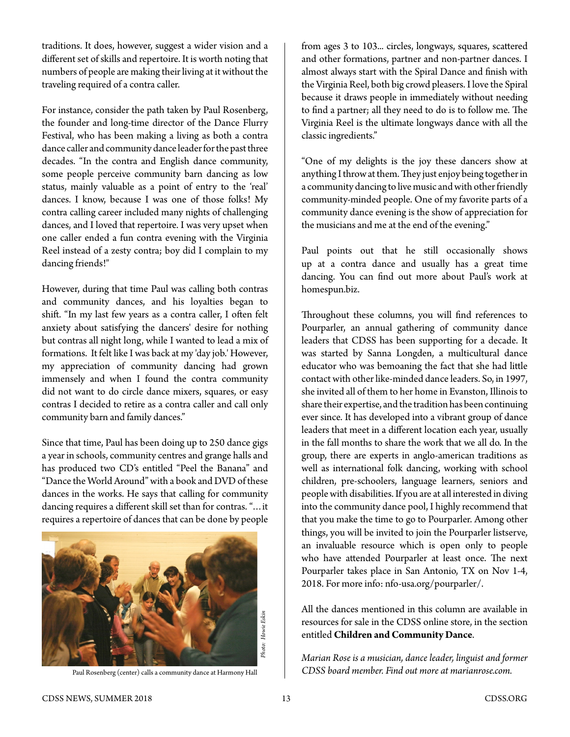traditions. It does, however, suggest a wider vision and a different set of skills and repertoire. It is worth noting that numbers of people are making their living at it without the traveling required of a contra caller.

For instance, consider the path taken by Paul Rosenberg, the founder and long-time director of the Dance Flurry Festival, who has been making a living as both a contra dance caller and community dance leader for the past three decades. "In the contra and English dance community, some people perceive community barn dancing as low status, mainly valuable as a point of entry to the 'real' dances. I know, because I was one of those folks! My contra calling career included many nights of challenging dances, and I loved that repertoire. I was very upset when one caller ended a fun contra evening with the Virginia Reel instead of a zesty contra; boy did I complain to my dancing friends!"

However, during that time Paul was calling both contras and community dances, and his loyalties began to shift. "In my last few years as a contra caller, I often felt anxiety about satisfying the dancers' desire for nothing but contras all night long, while I wanted to lead a mix of formations. It felt like I was back at my 'day job.' However, my appreciation of community dancing had grown immensely and when I found the contra community did not want to do circle dance mixers, squares, or easy contras I decided to retire as a contra caller and call only community barn and family dances."

Since that time, Paul has been doing up to 250 dance gigs a year in schools, community centres and grange halls and has produced two CD's entitled "Peel the Banana" and "Dance the World Around" with a book and DVD of these dances in the works. He says that calling for community dancing requires a different skill set than for contras. "…it requires a repertoire of dances that can be done by people from ages 3 to 103... circles, longways, squares, scattered and other formations, partner and non-partner dances. I almost always start with the Spiral Dance and finish with the Virginia Reel, both big crowd pleasers. I love the Spiral because it draws people in immediately without needing to find a partner; all they need to do is to follow me. The Virginia Reel is the ultimate longways dance with all the classic ingredients."

Photo: Howie Eskin

Paul Rosenberg (center) calls a community dance at Harmony Hall

"One of my delights is the joy these dancers show at anything I throw at them. They just enjoy being together in a community dancing to live music and with other friendly community-minded people. One of my favorite parts of a community dance evening is the show of appreciation for the musicians and me at the end of the evening."

Paul points out that he still occasionally shows up at a contra dance and usually has a great time dancing. You can find out more about Paul's work at homespun.biz.

Throughout these columns, you will find references to Pourparler, an annual gathering of community dance leaders that CDSS has been supporting for a decade. It was started by Sanna Longden, a multicultural dance educator who was bemoaning the fact that she had little contact with other like-minded dance leaders. So, in 1997, she invited all of them to her home in Evanston, Illinois to share their expertise, and the tradition has been continuing ever since. It has developed into a vibrant group of dance leaders that meet in a different location each year, usually in the fall months to share the work that we all do. In the group, there are experts in anglo-american traditions as well as international folk dancing, working with school children, pre-schoolers, language learners, seniors and people with disabilities. If you are at all interested in diving into the community dance pool, I highly recommend that that you make the time to go to Pourparler. Among other things, you will be invited to join the Pourparler listserve, an invaluable resource which is open only to people who have attended Pourparler at least once. The next Pourparler takes place in San Antonio, TX on Nov 1-4, 2018. For more info: nfo-usa.org/pourparler/.

All the dances mentioned in this column are available in resources for sale in the CDSS online store, in the section entitled **Children and Community Dance**.

*Marian Rose is a musician, dance leader, linguist and former CDSS board member. Find out more at marianrose.com.*